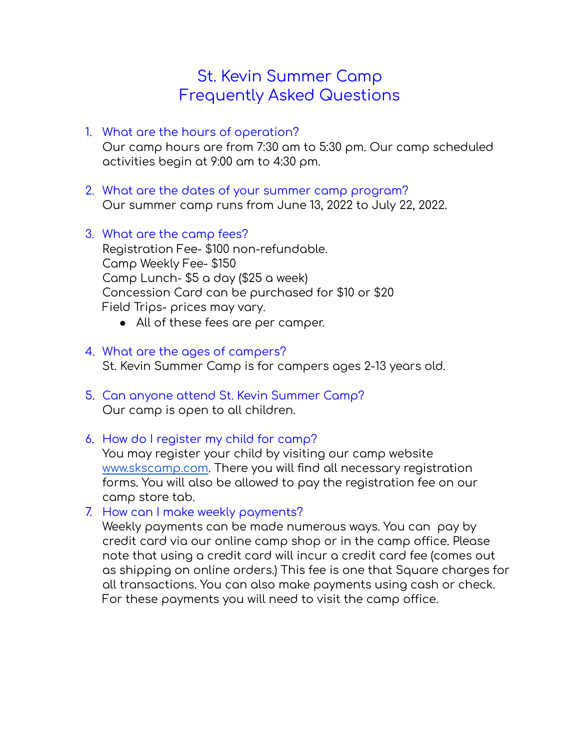# St. Kevin Summer Camp
# Frequently Asked Questions

1. What are the hours of operation?
   Our camp hours are from 7:30 am to 5:30 pm. Our camp scheduled activities begin at 9:00 am to 4:30 pm.

2. What are the dates of your summer camp program?
   Our summer camp runs from June 13, 2022 to July 22, 2022.

3. What are the camp fees?
   Registration Fee- $100 non-refundable.
   Camp Weekly Fee- $150
   Camp Lunch- $5 a day ($25 a week)
   Concession Card can be purchased for $10 or $20
   Field Trips- prices may vary.
   - All of these fees are per camper.

4. What are the ages of campers?
   St. Kevin Summer Camp is for campers ages 2-13 years old.

5. Can anyone attend St. Kevin Summer Camp?
   Our camp is open to all children.

6. How do I register my child for camp?
   You may register your child by visiting our camp website [www.skscamp.com](http://www.skscamp.com). There you will find all necessary registration forms. You will also be allowed to pay the registration fee on our camp store tab.

7. How can I make weekly payments?
   Weekly payments can be made numerous ways. You can pay by credit card via our online camp shop or in the camp office. Please note that using a credit card will incur a credit card fee (comes out as shipping on online orders.) This fee is one that Square charges for all transactions. You can also make payments using cash or check. For these payments you will need to visit the camp office.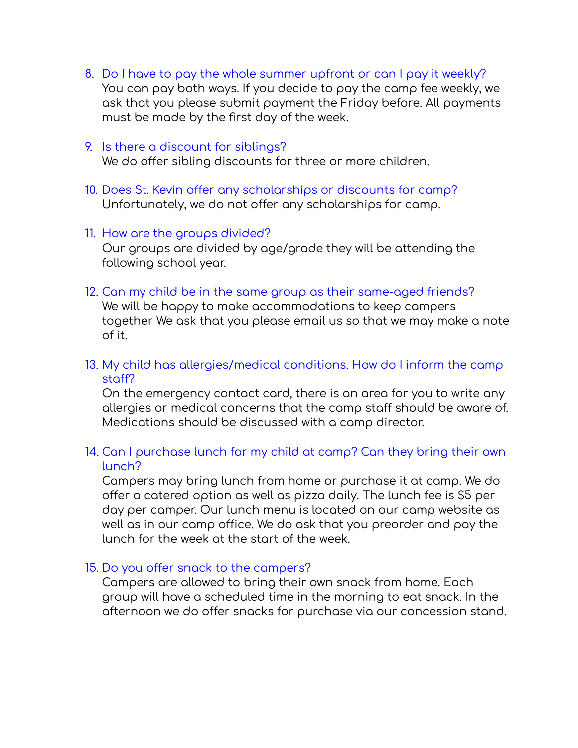8. Do I have to pay the whole summer upfront or can I pay it weekly?
   You can pay both ways. If you decide to pay the camp fee weekly, we ask that you please submit payment the Friday before. All payments must be made by the first day of the week.

9. Is there a discount for siblings?
   We do offer sibling discounts for three or more children.

10. Does St. Kevin offer any scholarships or discounts for camp?
    Unfortunately, we do not offer any scholarships for camp.

11. How are the groups divided?
    Our groups are divided by age/grade they will be attending the following school year.

12. Can my child be in the same group as their same-aged friends?
    We will be happy to make accommodations to keep campers together We ask that you please email us so that we may make a note of it.

13. My child has allergies/medical conditions. How do I inform the camp staff?
    On the emergency contact card, there is an area for you to write any allergies or medical concerns that the camp staff should be aware of. Medications should be discussed with a camp director.

14. Can I purchase lunch for my child at camp? Can they bring their own lunch?
    Campers may bring lunch from home or purchase it at camp. We do offer a catered option as well as pizza daily. The lunch fee is $5 per day per camper. Our lunch menu is located on our camp website as well as in our camp office. We do ask that you preorder and pay the lunch for the week at the start of the week.

15. Do you offer snack to the campers?
    Campers are allowed to bring their own snack from home. Each group will have a scheduled time in the morning to eat snack. In the afternoon we do offer snacks for purchase via our concession stand.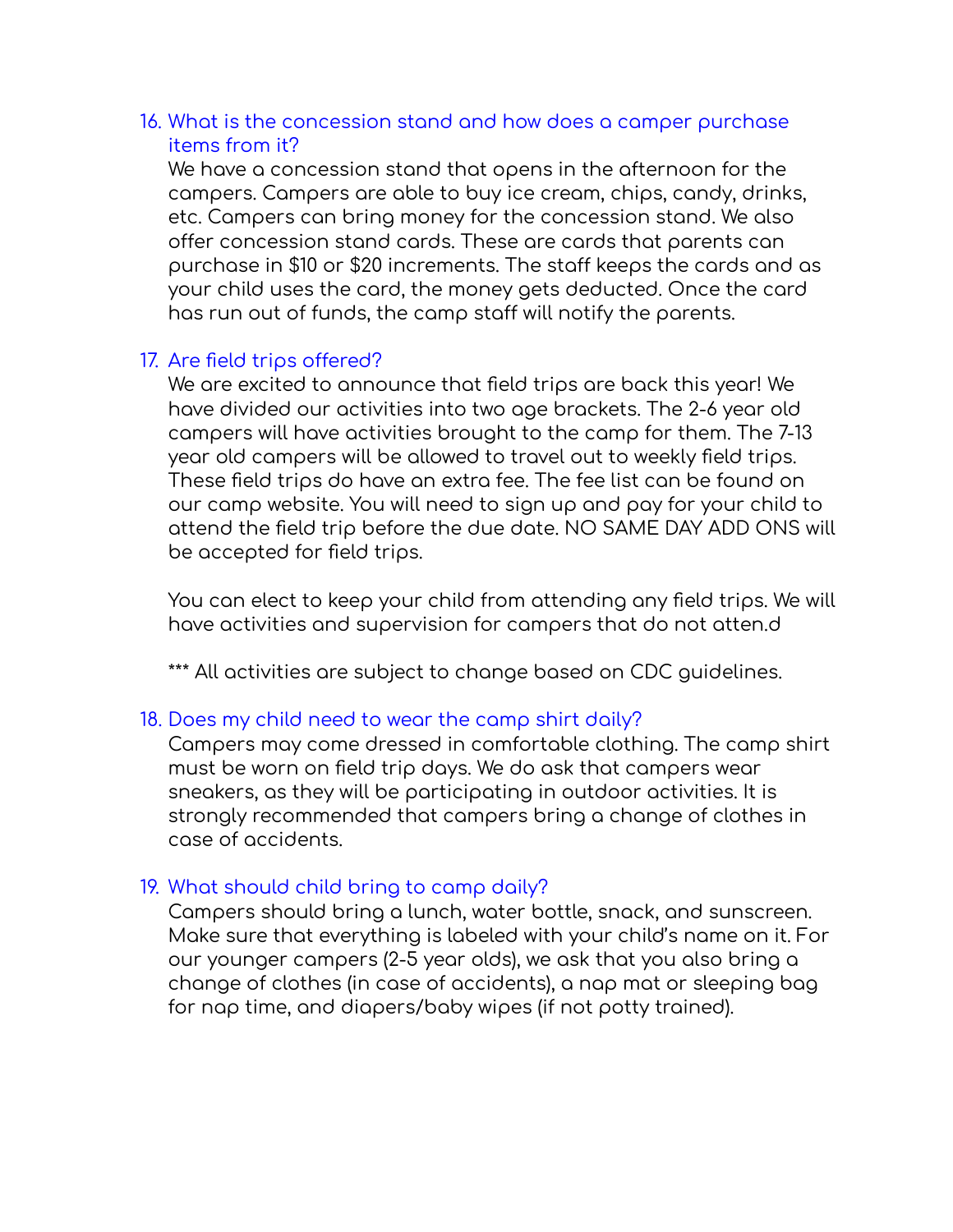16. What is the concession stand and how does a camper purchase items from it?

    We have a concession stand that opens in the afternoon for the campers. Campers are able to buy ice cream, chips, candy, drinks, etc. Campers can bring money for the concession stand. We also offer concession stand cards. These are cards that parents can purchase in $10 or $20 increments. The staff keeps the cards and as your child uses the card, the money gets deducted. Once the card has run out of funds, the camp staff will notify the parents.

17. Are field trips offered?

    We are excited to announce that field trips are back this year! We have divided our activities into two age brackets. The 2-6 year old campers will have activities brought to the camp for them. The 7-13 year old campers will be allowed to travel out to weekly field trips. These field trips do have an extra fee. The fee list can be found on our camp website. You will need to sign up and pay for your child to attend the field trip before the due date. NO SAME DAY ADD ONS will be accepted for field trips.

    You can elect to keep your child from attending any field trips. We will have activities and supervision for campers that do not atten.d

    *** All activities are subject to change based on CDC guidelines.

18. Does my child need to wear the camp shirt daily?

    Campers may come dressed in comfortable clothing. The camp shirt must be worn on field trip days. We do ask that campers wear sneakers, as they will be participating in outdoor activities. It is strongly recommended that campers bring a change of clothes in case of accidents.

19. What should child bring to camp daily?

    Campers should bring a lunch, water bottle, snack, and sunscreen. Make sure that everything is labeled with your child's name on it. For our younger campers (2-5 year olds), we ask that you also bring a change of clothes (in case of accidents), a nap mat or sleeping bag for nap time, and diapers/baby wipes (if not potty trained).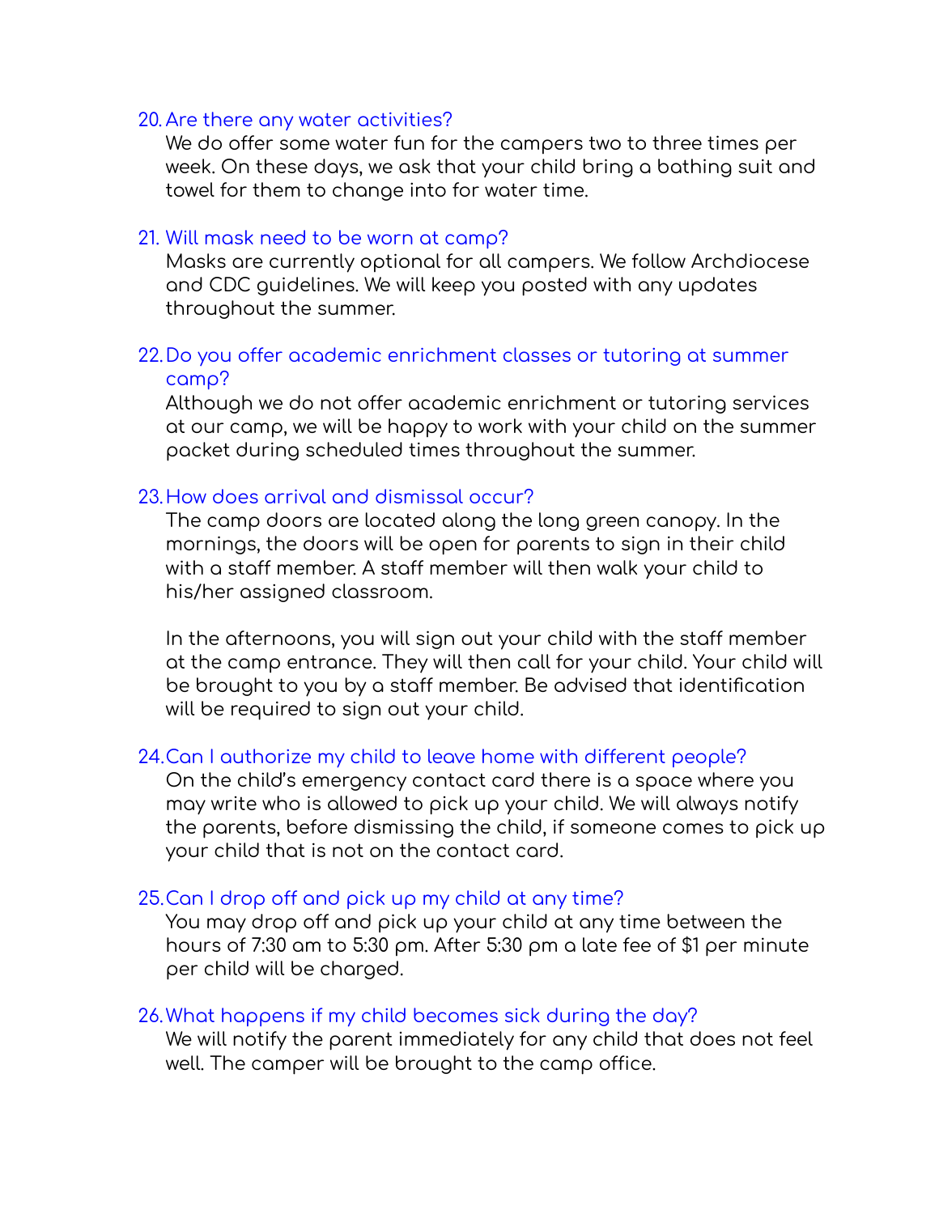20. Are there any water activities?

    We do offer some water fun for the campers two to three times per week. On these days, we ask that your child bring a bathing suit and towel for them to change into for water time.

21. Will mask need to be worn at camp?

    Masks are currently optional for all campers. We follow Archdiocese and CDC guidelines. We will keep you posted with any updates throughout the summer.

22. Do you offer academic enrichment classes or tutoring at summer camp?

    Although we do not offer academic enrichment or tutoring services at our camp, we will be happy to work with your child on the summer packet during scheduled times throughout the summer.

23. How does arrival and dismissal occur?

    The camp doors are located along the long green canopy. In the mornings, the doors will be open for parents to sign in their child with a staff member. A staff member will then walk your child to his/her assigned classroom.

    In the afternoons, you will sign out your child with the staff member at the camp entrance. They will then call for your child. Your child will be brought to you by a staff member. Be advised that identification will be required to sign out your child.

24. Can I authorize my child to leave home with different people?

    On the child's emergency contact card there is a space where you may write who is allowed to pick up your child. We will always notify the parents, before dismissing the child, if someone comes to pick up your child that is not on the contact card.

25. Can I drop off and pick up my child at any time?

    You may drop off and pick up your child at any time between the hours of 7:30 am to 5:30 pm. After 5:30 pm a late fee of $1 per minute per child will be charged.

26. What happens if my child becomes sick during the day?

    We will notify the parent immediately for any child that does not feel well. The camper will be brought to the camp office.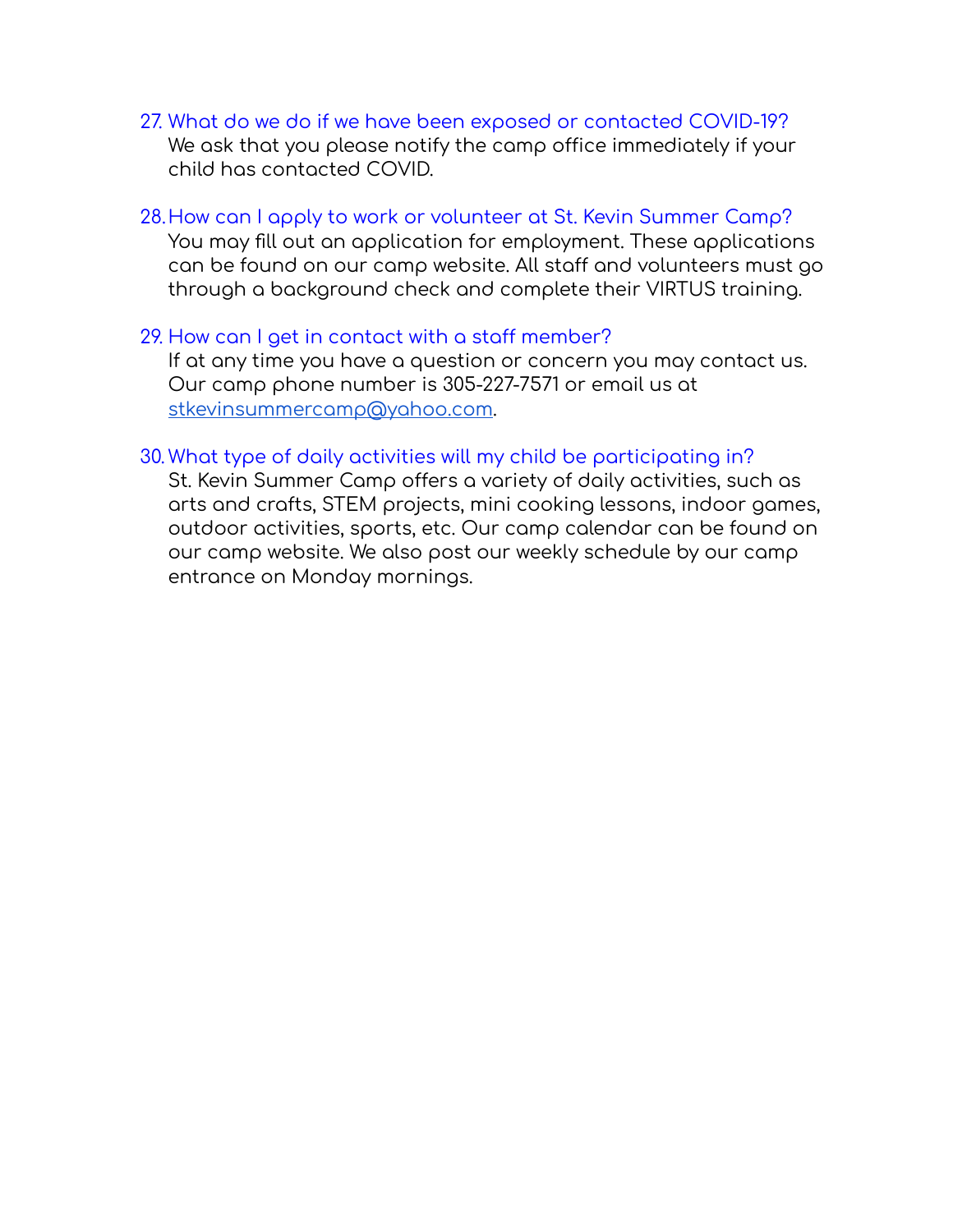27. What do we do if we have been exposed or contacted COVID-19?
    We ask that you please notify the camp office immediately if your child has contacted COVID.

28. How can I apply to work or volunteer at St. Kevin Summer Camp?
    You may fill out an application for employment. These applications can be found on our camp website. All staff and volunteers must go through a background check and complete their VIRTUS training.

29. How can I get in contact with a staff member?
    If at any time you have a question or concern you may contact us. Our camp phone number is 305-227-7571 or email us at [stkevinsummercamp@yahoo.com](mailto:stkevinsummercamp@yahoo.com).

30. What type of daily activities will my child be participating in?
    St. Kevin Summer Camp offers a variety of daily activities, such as arts and crafts, STEM projects, mini cooking lessons, indoor games, outdoor activities, sports, etc. Our camp calendar can be found on our camp website. We also post our weekly schedule by our camp entrance on Monday mornings.